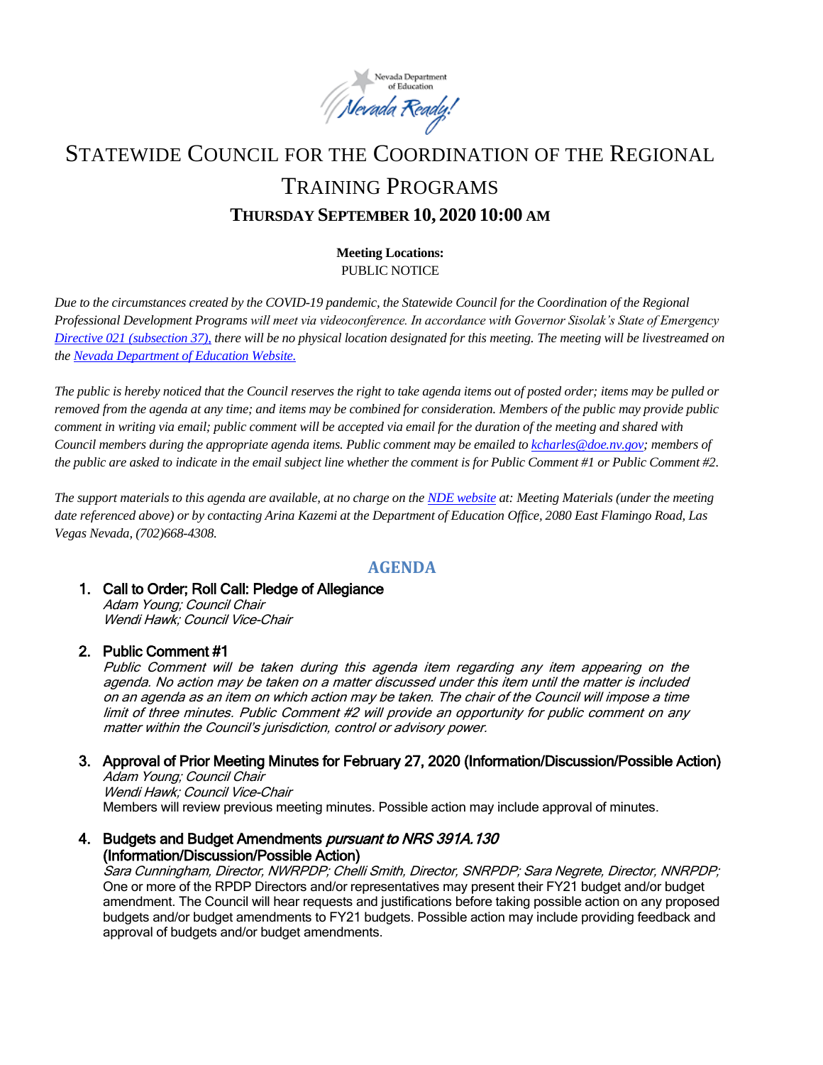Nevada Department of Education

*Nevada Ready!*

# STATEWIDE COUNCIL FOR THE COORDINATION OF THE REGIONAL TRAINING PROGRAMS

## THURSDAY SEPTEMBER 10, 2020 10:00 AM

**Meeting Locations:**
PUBLIC NOTICE

*Due to the circumstances created by the COVID-19 pandemic, the Statewide Council for the Coordination of the Regional Professional Development Programs will meet via videoconference. In accordance with Governor Sisolak's State of Emergency [Directive 021 (subsection 37),](#) there will be no physical location designated for this meeting. The meeting will be livestreamed on the [Nevada Department of Education Website.](#)*

*The public is hereby noticed that the Council reserves the right to take agenda items out of posted order; items may be pulled or removed from the agenda at any time; and items may be combined for consideration. Members of the public may provide public comment in writing via email; public comment will be accepted via email for the duration of the meeting and shared with Council members during the appropriate agenda items. Public comment may be emailed to [kcharles@doe.nv.gov](mailto:kcharles@doe.nv.gov); members of the public are asked to indicate in the email subject line whether the comment is for Public Comment #1 or Public Comment #2.*

*The support materials to this agenda are available, at no charge on the [NDE website](#) at: Meeting Materials (under the meeting date referenced above) or by contacting Arina Kazemi at the Department of Education Office, 2080 East Flamingo Road, Las Vegas Nevada, (702)668-4308.*

## AGENDA

1. **Call to Order; Roll Call: Pledge of Allegiance**
   *Adam Young; Council Chair*
   *Wendi Hawk; Council Vice-Chair*

2. **Public Comment #1**
   *Public Comment will be taken during this agenda item regarding any item appearing on the agenda. No action may be taken on a matter discussed under this item until the matter is included on an agenda as an item on which action may be taken. The chair of the Council will impose a time limit of three minutes. Public Comment #2 will provide an opportunity for public comment on any matter within the Council's jurisdiction, control or advisory power.*

3. **Approval of Prior Meeting Minutes for February 27, 2020 (Information/Discussion/Possible Action)**
   *Adam Young; Council Chair*
   *Wendi Hawk; Council Vice-Chair*
   Members will review previous meeting minutes. Possible action may include approval of minutes.

4. **Budgets and Budget Amendments *pursuant to NRS 391A.130* (Information/Discussion/Possible Action)**
   *Sara Cunningham, Director, NWRPDP; Chelli Smith, Director, SNRPDP; Sara Negrete, Director, NNRPDP;*
   One or more of the RPDP Directors and/or representatives may present their FY21 budget and/or budget amendment. The Council will hear requests and justifications before taking possible action on any proposed budgets and/or budget amendments to FY21 budgets. Possible action may include providing feedback and approval of budgets and/or budget amendments.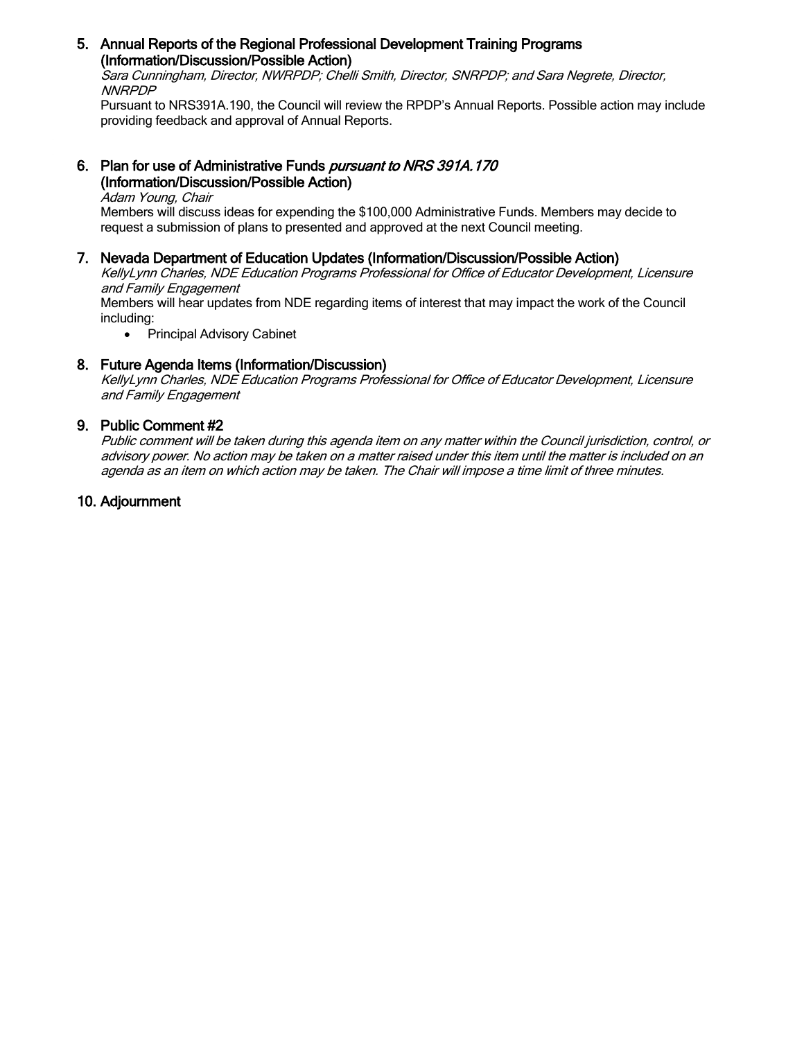5. **Annual Reports of the Regional Professional Development Training Programs (Information/Discussion/Possible Action)**
   *Sara Cunningham, Director, NWRPDP; Chelli Smith, Director, SNRPDP; and Sara Negrete, Director, NNRPDP*
   Pursuant to NRS391A.190, the Council will review the RPDP's Annual Reports. Possible action may include providing feedback and approval of Annual Reports.

6. **Plan for use of Administrative Funds *pursuant to NRS 391A.170* (Information/Discussion/Possible Action)**
   *Adam Young, Chair*
   Members will discuss ideas for expending the $100,000 Administrative Funds. Members may decide to request a submission of plans to presented and approved at the next Council meeting.

7. **Nevada Department of Education Updates (Information/Discussion/Possible Action)**
   *KellyLynn Charles, NDE Education Programs Professional for Office of Educator Development, Licensure and Family Engagement*
   Members will hear updates from NDE regarding items of interest that may impact the work of the Council including:
   - Principal Advisory Cabinet

8. **Future Agenda Items (Information/Discussion)**
   *KellyLynn Charles, NDE Education Programs Professional for Office of Educator Development, Licensure and Family Engagement*

9. **Public Comment #2**
   *Public comment will be taken during this agenda item on any matter within the Council jurisdiction, control, or advisory power. No action may be taken on a matter raised under this item until the matter is included on an agenda as an item on which action may be taken. The Chair will impose a time limit of three minutes.*

10. **Adjournment**